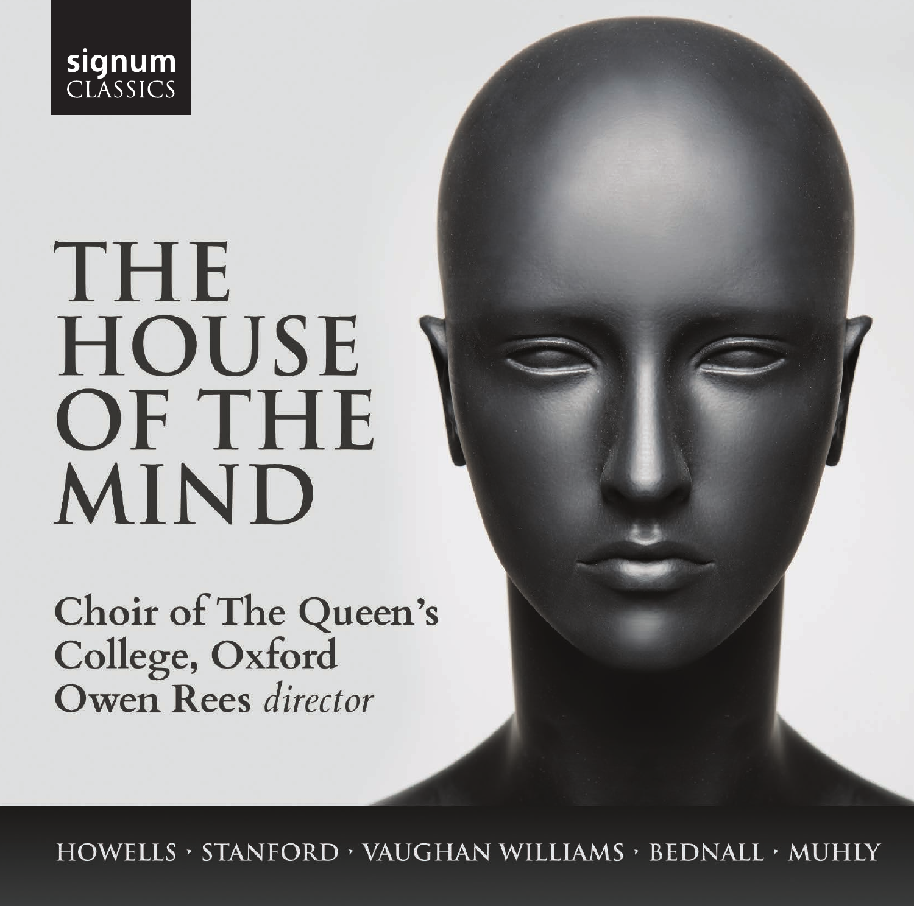signum CLASSICS

# THE HOUSE OF THE MIND

## Choir of The Queen's College, Oxford
## Owen Rees *director*

HOWELLS · STANFORD · VAUGHAN WILLIAMS · BEDNALL · MUHLY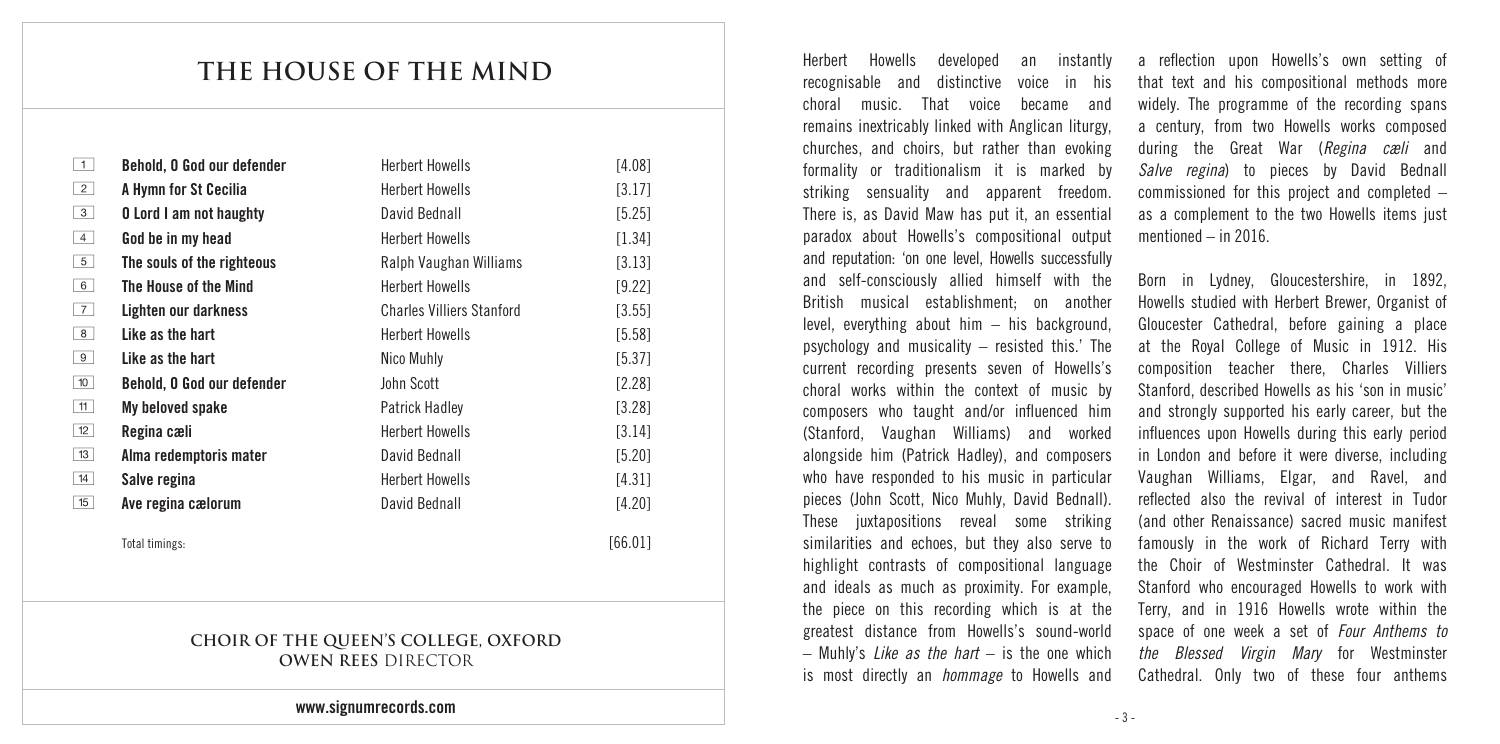# THE HOUSE OF THE MIND

| | | | |
|---|---|---|---|
| 1 | **Behold, O God our defender** | Herbert Howells | [4.08] |
| 2 | **A Hymn for St Cecilia** | Herbert Howells | [3.17] |
| 3 | **O Lord I am not haughty** | David Bednall | [5.25] |
| 4 | **God be in my head** | Herbert Howells | [1.34] |
| 5 | **The souls of the righteous** | Ralph Vaughan Williams | [3.13] |
| 6 | **The House of the Mind** | Herbert Howells | [9.22] |
| 7 | **Lighten our darkness** | Charles Villiers Stanford | [3.55] |
| 8 | **Like as the hart** | Herbert Howells | [5.58] |
| 9 | **Like as the hart** | Nico Muhly | [5.37] |
| 10 | **Behold, O God our defender** | John Scott | [2.28] |
| 11 | **My beloved spake** | Patrick Hadley | [3.28] |
| 12 | **Regina cæli** | Herbert Howells | [3.14] |
| 13 | **Alma redemptoris mater** | David Bednall | [5.20] |
| 14 | **Salve regina** | Herbert Howells | [4.31] |
| 15 | **Ave regina cælorum** | David Bednall | [4.20] |
| | Total timings: | | [66.01] |

**CHOIR OF THE QUEEN'S COLLEGE, OXFORD**
**OWEN REES DIRECTOR**

www.signumrecords.com

Herbert Howells developed an instantly recognisable and distinctive voice in his choral music. That voice became and remains inextricably linked with Anglican liturgy, churches, and choirs, but rather than evoking formality or traditionalism it is marked by striking sensuality and apparent freedom. There is, as David Maw has put it, an essential paradox about Howells's compositional output and reputation: 'on one level, Howells successfully and self-consciously allied himself with the British musical establishment; on another level, everything about him – his background, psychology and musicality – resisted this.' The current recording presents seven of Howells's choral works within the context of music by composers who taught and/or influenced him (Stanford, Vaughan Williams) and worked alongside him (Patrick Hadley), and composers who have responded to his music in particular pieces (John Scott, Nico Muhly, David Bednall). These juxtapositions reveal some striking similarities and echoes, but they also serve to highlight contrasts of compositional language and ideals as much as proximity. For example, the piece on this recording which is at the greatest distance from Howells's sound-world – Muhly's *Like as the hart* – is the one which is most directly an *hommage* to Howells and a reflection upon Howells's own setting of that text and his compositional methods more widely. The programme of the recording spans a century, from two Howells works composed during the Great War (*Regina cæli* and *Salve regina*) to pieces by David Bednall commissioned for this project and completed – as a complement to the two Howells items just mentioned – in 2016.

Born in Lydney, Gloucestershire, in 1892, Howells studied with Herbert Brewer, Organist of Gloucester Cathedral, before gaining a place at the Royal College of Music in 1912. His composition teacher there, Charles Villiers Stanford, described Howells as his 'son in music' and strongly supported his early career, but the influences upon Howells during this early period in London and before it were diverse, including Vaughan Williams, Elgar, and Ravel, and reflected also the revival of interest in Tudor (and other Renaissance) sacred music manifest famously in the work of Richard Terry with the Choir of Westminster Cathedral. It was Stanford who encouraged Howells to work with Terry, and in 1916 Howells wrote within the space of one week a set of *Four Anthems to the Blessed Virgin Mary* for Westminster Cathedral. Only two of these four anthems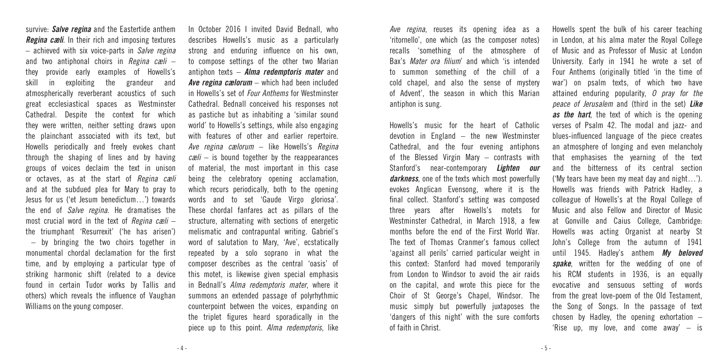survive: ***Salve regina*** and the Eastertide anthem ***Regina cæli***. In their rich and imposing textures – achieved with six voice-parts in *Salve regina* and two antiphonal choirs in *Regina cæli* – they provide early examples of Howells's skill in exploiting the grandeur and atmospherically reverberant acoustics of such great ecclesiastical spaces as Westminster Cathedral. Despite the context for which they were written, neither setting draws upon the plainchant associated with its text, but Howells periodically and freely evokes chant through the shaping of lines and by having groups of voices declaim the text in unison or octaves, as at the start of *Regina cæli* and at the subdued plea for Mary to pray to Jesus for us ('et Jesum benedictum…') towards the end of *Salve regina*. He dramatises the most crucial word in the text of *Regina cæli* – the triumphant 'Resurrexit' ('he has arisen') – by bringing the two choirs together in monumental chordal declamation for the first time, and by employing a particular type of striking harmonic shift (related to a device found in certain Tudor works by Tallis and others) which reveals the influence of Vaughan Williams on the young composer.

In October 2016 I invited David Bednall, who describes Howells's music as a particularly strong and enduring influence on his own, to compose settings of the other two Marian antiphon texts – ***Alma redemptoris mater*** and ***Ave regina cælorum*** – which had been included in Howells's set of *Four Anthems* for Westminster Cathedral. Bednall conceived his responses not as pastiche but as inhabiting a 'similar sound world' to Howells's settings, while also engaging with features of other and earlier repertoire. *Ave regina cælorum* – like Howells's *Regina cæli* – is bound together by the reappearances of material, the most important in this case being the celebratory opening acclamation, which recurs periodically, both to the opening words and to set 'Gaude Virgo gloriosa'. These chordal fanfares act as pillars of the structure, alternating with sections of energetic melismatic and contrapuntal writing. Gabriel's word of salutation to Mary, 'Ave', ecstatically repeated by a solo soprano in what the composer describes as the central 'oasis' of this motet, is likewise given special emphasis in Bednall's *Alma redemptoris mater*, where it summons an extended passage of polyrhythmic counterpoint between the voices, expanding on the triplet figures heard sporadically in the piece up to this point. *Alma redemptoris*, like *Ave regina*, reuses its opening idea as a 'ritornello', one which (as the composer notes) recalls 'something of the atmosphere of Bax's *Mater ora filium*' and which 'is intended to summon something of the chill of a cold chapel, and also the sense of mystery of Advent', the season in which this Marian antiphon is sung.

Howells's music for the heart of Catholic devotion in England – the new Westminster Cathedral, and the four evening antiphons of the Blessed Virgin Mary – contrasts with Stanford's near-contemporary ***Lighten our darkness***, one of the texts which most powerfully evokes Anglican Evensong, where it is the final collect. Stanford's setting was composed three years after Howells's motets for Westminster Cathedral, in March 1918, a few months before the end of the First World War. The text of Thomas Cranmer's famous collect 'against all perils' carried particular weight in this context: Stanford had moved temporarily from London to Windsor to avoid the air raids on the capital, and wrote this piece for the Choir of St George's Chapel, Windsor. The music simply but powerfully juxtaposes the 'dangers of this night' with the sure comforts of faith in Christ.

Howells spent the bulk of his career teaching in London, at his alma mater the Royal College of Music and as Professor of Music at London University. Early in 1941 he wrote a set of Four Anthems (originally titled 'in the time of war') on psalm texts, of which two have attained enduring popularity, *O pray for the peace of Jerusalem* and (third in the set) ***Like as the hart***, the text of which is the opening verses of Psalm 42. The modal and jazz- and blues-influenced language of the piece creates an atmosphere of longing and even melancholy that emphasises the yearning of the text and the bitterness of its central section ('My tears have been my meat day and night…'). Howells was friends with Patrick Hadley, a colleague of Howells's at the Royal College of Music and also Fellow and Director of Music at Gonville and Caius College, Cambridge: Howells was acting Organist at nearby St John's College from the autumn of 1941 until 1945. Hadley's anthem ***My beloved spake***, written for the wedding of one of his RCM students in 1936, is an equally evocative and sensuous setting of words from the great love-poem of the Old Testament, the Song of Songs. In the passage of text chosen by Hadley, the opening exhortation – 'Rise up, my love, and come away' – is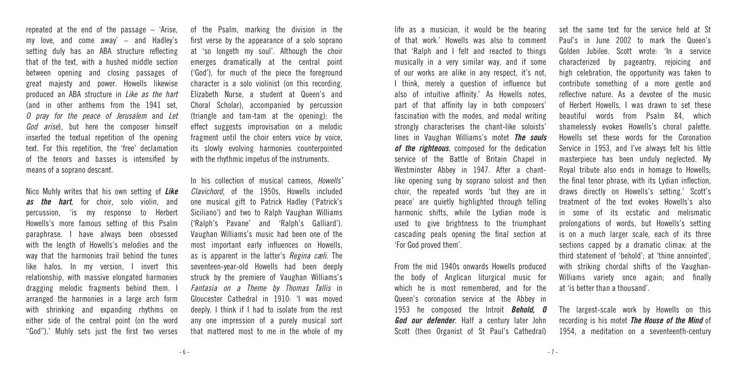repeated at the end of the passage – 'Arise, my love, and come away' – and Hadley's setting duly has an ABA structure reflecting that of the text, with a hushed middle section between opening and closing passages of great majesty and power. Howells likewise produced an ABA structure in *Like as the hart* (and in other anthems from the 1941 set, *O pray for the peace of Jerusalem* and *Let God arise*), but here the composer himself inserted the textual repetition of the opening text. For this repetition, the 'free' declamation of the tenors and basses is intensified by means of a soprano descant.

Nico Muhly writes that his own setting of ***Like as the hart***, for choir, solo violin, and percussion, 'is my response to Herbert Howells's more famous setting of this Psalm paraphrase. I have always been obsessed with the length of Howells's melodies and the way that the harmonies trail behind the tunes like halos. In my version, I invert this relationship, with massive elongated harmonies dragging melodic fragments behind them. I arranged the harmonies in a large arch form with shrinking and expanding rhythms on either side of the central point (on the word "God").' Muhly sets just the first two verses of the Psalm, marking the division in the first verse by the appearance of a solo soprano at 'so longeth my soul'. Although the choir emerges dramatically at the central point ('God'), for much of the piece the foreground character is a solo violinist (on this recording, Elizabeth Nurse, a student at Queen's and Choral Scholar), accompanied by percussion (triangle and tam-tam at the opening): the effect suggests improvisation on a melodic fragment until the choir enters voice by voice, its slowly evolving harmonies counterpointed with the rhythmic impetus of the instruments.

In his collection of musical cameos, *Howells' Clavichord*, of the 1950s, Howells included one musical gift to Patrick Hadley ('Patrick's Siciliano') and two to Ralph Vaughan Williams ('Ralph's Pavane' and 'Ralph's Galliard'). Vaughan Williams's music had been one of the most important early influences on Howells, as is apparent in the latter's *Regina cæli*. The seventeen-year-old Howells had been deeply struck by the premiere of Vaughan Williams's *Fantasia on a Theme by Thomas Tallis* in Gloucester Cathedral in 1910: 'I was moved deeply. I think if I had to isolate from the rest any one impression of a purely musical sort that mattered most to me in the whole of my life as a musician, it would be the hearing of that work.' Howells was also to comment that 'Ralph and I felt and reacted to things musically in a very similar way, and if some of our works are alike in any respect, it's not, I think, merely a question of influence but also of intuitive affinity.' As Howells notes, part of that affinity lay in both composers' fascination with the modes, and modal writing strongly characterises the chant-like soloists' lines in Vaughan Williams's motet ***The souls of the righteous***, composed for the dedication service of the Battle of Britain Chapel in Westminster Abbey in 1947. After a chant-like opening sung by soprano soloist and then choir, the repeated words 'but they are in peace' are quietly highlighted through telling harmonic shifts, while the Lydian mode is used to give brightness to the triumphant cascading peals opening the final section at 'For God proved them'.

From the mid 1940s onwards Howells produced the body of Anglican liturgical music for which he is most remembered, and for the Queen's coronation service at the Abbey in 1953 he composed the Introit ***Behold, O God our defender***. Half a century later John Scott (then Organist of St Paul's Cathedral) set the same text for the service held at St Paul's in June 2002 to mark the Queen's Golden Jubilee. Scott wrote: 'In a service characterized by pageantry, rejoicing and high celebration, the opportunity was taken to contribute something of a more gentle and reflective nature. As a devotee of the music of Herbert Howells, I was drawn to set these beautiful words from Psalm 84, which shamelessly evokes Howells's choral palette. Howells set these words for the Coronation Service in 1953, and I've always felt his little masterpiece has been unduly neglected. My Royal tribute also ends in homage to Howells; the final tenor phrase, with its Lydian inflection, draws directly on Howells's setting.' Scott's treatment of the text evokes Howells's also in some of its ecstatic and melismatic prolongations of words, but Howells's setting is on a much larger scale, each of its three sections capped by a dramatic climax: at the third statement of 'behold'; at 'thine annointed', with striking chordal shifts of the Vaughan-Williams variety once again; and finally at 'is better than a thousand'.

The largest-scale work by Howells on this recording is his motet ***The House of the Mind*** of 1954, a meditation on a seventeenth-century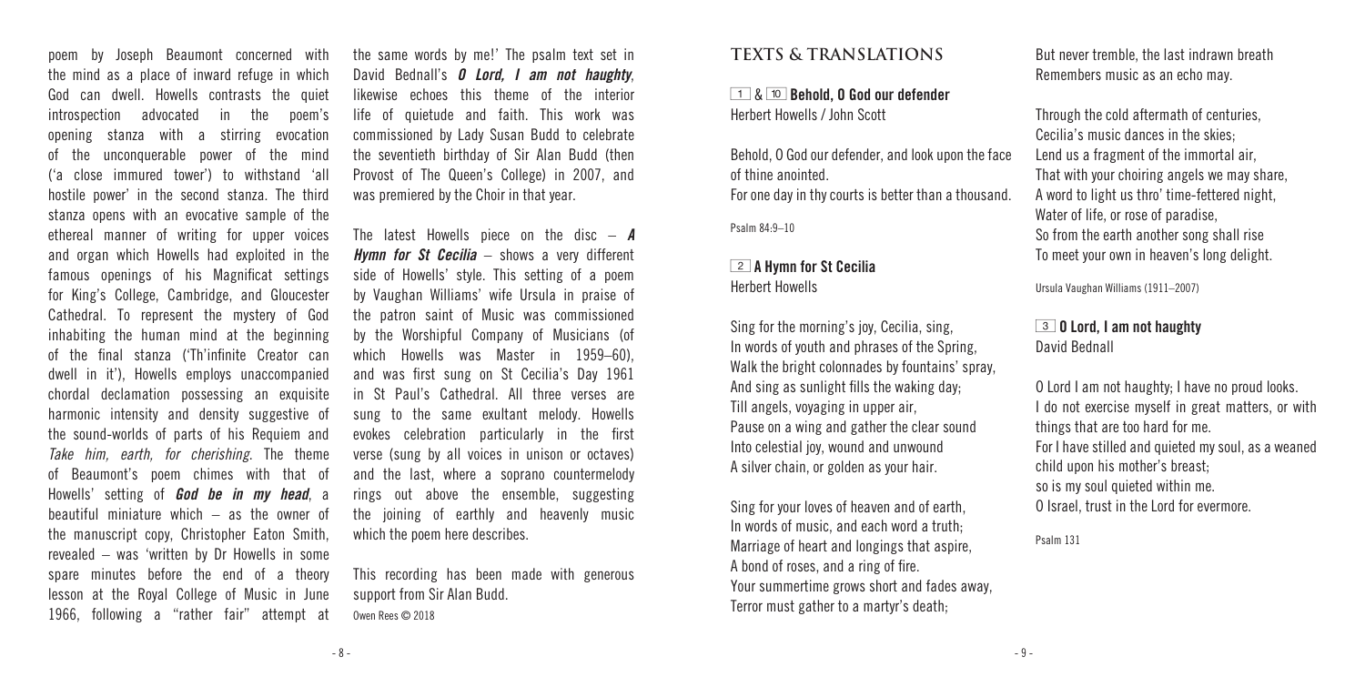poem by Joseph Beaumont concerned with the mind as a place of inward refuge in which God can dwell. Howells contrasts the quiet introspection advocated in the poem's opening stanza with a stirring evocation of the unconquerable power of the mind ('a close immured tower') to withstand 'all hostile power' in the second stanza. The third stanza opens with an evocative sample of the ethereal manner of writing for upper voices and organ which Howells had exploited in the famous openings of his Magnificat settings for King's College, Cambridge, and Gloucester Cathedral. To represent the mystery of God inhabiting the human mind at the beginning of the final stanza ('Th'infinite Creator can dwell in it'), Howells employs unaccompanied chordal declamation possessing an exquisite harmonic intensity and density suggestive of the sound-worlds of parts of his Requiem and *Take him, earth, for cherishing*. The theme of Beaumont's poem chimes with that of Howells' setting of ***God be in my head***, a beautiful miniature which – as the owner of the manuscript copy, Christopher Eaton Smith, revealed – was 'written by Dr Howells in some spare minutes before the end of a theory lesson at the Royal College of Music in June 1966, following a "rather fair" attempt at the same words by me!' The psalm text set in David Bednall's ***O Lord, I am not haughty***, likewise echoes this theme of the interior life of quietude and faith. This work was commissioned by Lady Susan Budd to celebrate the seventieth birthday of Sir Alan Budd (then Provost of The Queen's College) in 2007, and was premiered by the Choir in that year.

The latest Howells piece on the disc – ***A Hymn for St Cecilia*** – shows a very different side of Howells' style. This setting of a poem by Vaughan Williams' wife Ursula in praise of the patron saint of Music was commissioned by the Worshipful Company of Musicians (of which Howells was Master in 1959–60), and was first sung on St Cecilia's Day 1961 in St Paul's Cathedral. All three verses are sung to the same exultant melody. Howells evokes celebration particularly in the first verse (sung by all voices in unison or octaves) and the last, where a soprano countermelody rings out above the ensemble, suggesting the joining of earthly and heavenly music which the poem here describes.

This recording has been made with generous support from Sir Alan Budd.

Owen Rees © 2018

## TEXTS & TRANSLATIONS

**1 & 10 Behold, O God our defender**
Herbert Howells / John Scott

Behold, O God our defender, and look upon the face of thine anointed.
For one day in thy courts is better than a thousand.

Psalm 84:9–10

**2 A Hymn for St Cecilia**
Herbert Howells

Sing for the morning's joy, Cecilia, sing,
In words of youth and phrases of the Spring,
Walk the bright colonnades by fountains' spray,
And sing as sunlight fills the waking day;
Till angels, voyaging in upper air,
Pause on a wing and gather the clear sound
Into celestial joy, wound and unwound
A silver chain, or golden as your hair.

Sing for your loves of heaven and of earth,
In words of music, and each word a truth;
Marriage of heart and longings that aspire,
A bond of roses, and a ring of fire.
Your summertime grows short and fades away,
Terror must gather to a martyr's death;
But never tremble, the last indrawn breath
Remembers music as an echo may.

Through the cold aftermath of centuries,
Cecilia's music dances in the skies;
Lend us a fragment of the immortal air,
That with your choiring angels we may share,
A word to light us thro' time-fettered night,
Water of life, or rose of paradise,
So from the earth another song shall rise
To meet your own in heaven's long delight.

Ursula Vaughan Williams (1911–2007)

**3 O Lord, I am not haughty**
David Bednall

O Lord I am not haughty; I have no proud looks.
I do not exercise myself in great matters, or with things that are too hard for me.
For I have stilled and quieted my soul, as a weaned child upon his mother's breast;
so is my soul quieted within me.
O Israel, trust in the Lord for evermore.

Psalm 131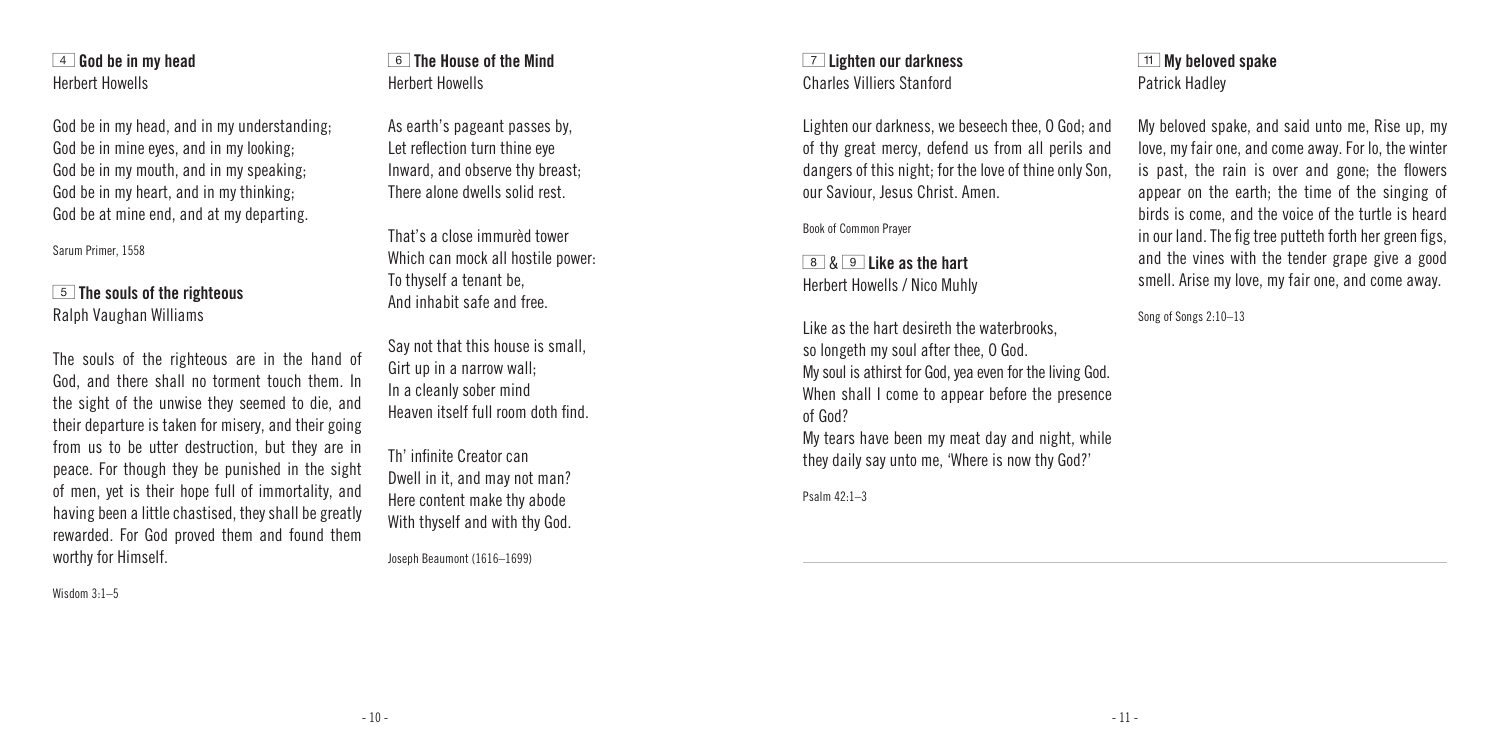## 4 God be in my head

Herbert Howells

God be in my head, and in my understanding;
God be in mine eyes, and in my looking;
God be in my mouth, and in my speaking;
God be in my heart, and in my thinking;
God be at mine end, and at my departing.

Sarum Primer, 1558

## 5 The souls of the righteous

Ralph Vaughan Williams

The souls of the righteous are in the hand of God, and there shall no torment touch them. In the sight of the unwise they seemed to die, and their departure is taken for misery, and their going from us to be utter destruction, but they are in peace. For though they be punished in the sight of men, yet is their hope full of immortality, and having been a little chastised, they shall be greatly rewarded. For God proved them and found them worthy for Himself.

Wisdom 3:1–5

## 6 The House of the Mind

Herbert Howells

As earth's pageant passes by,
Let reflection turn thine eye
Inward, and observe thy breast;
There alone dwells solid rest.

That's a close immurèd tower
Which can mock all hostile power:
To thyself a tenant be,
And inhabit safe and free.

Say not that this house is small,
Girt up in a narrow wall;
In a cleanly sober mind
Heaven itself full room doth find.

Th' infinite Creator can
Dwell in it, and may not man?
Here content make thy abode
With thyself and with thy God.

Joseph Beaumont (1616–1699)

## 7 Lighten our darkness

Charles Villiers Stanford

Lighten our darkness, we beseech thee, O God; and of thy great mercy, defend us from all perils and dangers of this night; for the love of thine only Son, our Saviour, Jesus Christ. Amen.

Book of Common Prayer

## 8 & 9 Like as the hart

Herbert Howells / Nico Muhly

Like as the hart desireth the waterbrooks,
so longeth my soul after thee, O God.
My soul is athirst for God, yea even for the living God.
When shall I come to appear before the presence of God?
My tears have been my meat day and night, while they daily say unto me, 'Where is now thy God?'

Psalm 42:1–3

## 11 My beloved spake

Patrick Hadley

My beloved spake, and said unto me, Rise up, my love, my fair one, and come away. For lo, the winter is past, the rain is over and gone; the flowers appear on the earth; the time of the singing of birds is come, and the voice of the turtle is heard in our land. The fig tree putteth forth her green figs, and the vines with the tender grape give a good smell. Arise my love, my fair one, and come away.

Song of Songs 2:10–13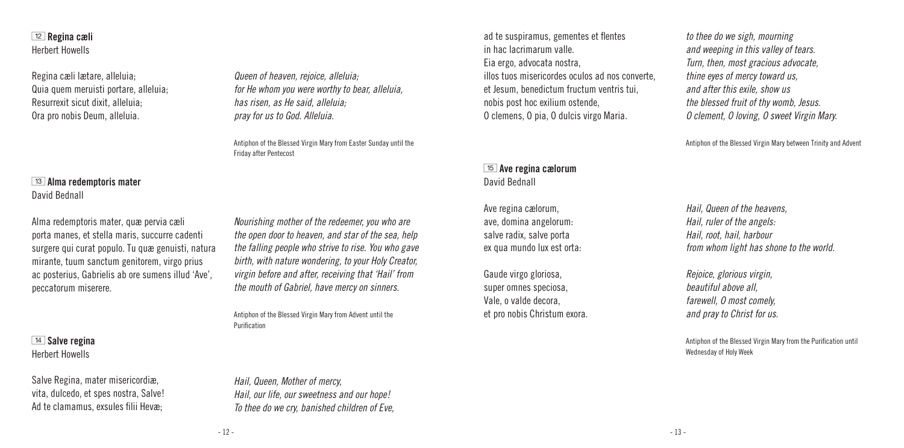## 12 **Regina cæli**
Herbert Howells

Regina cæli lætare, alleluia;
Quia quem meruisti portare, alleluia;
Resurrexit sicut dixit, alleluia;
Ora pro nobis Deum, alleluia.

*Queen of heaven, rejoice, alleluia;*
*for He whom you were worthy to bear, alleluia,*
*has risen, as He said, alleluia;*
*pray for us to God. Alleluia.*

Antiphon of the Blessed Virgin Mary from Easter Sunday until the Friday after Pentecost

## 13 **Alma redemptoris mater**
David Bednall

Alma redemptoris mater, quæ pervia cæli porta manes, et stella maris, succurre cadenti surgere qui curat populo. Tu quæ genuisti, natura mirante, tuum sanctum genitorem, virgo prius ac posterius, Gabrielis ab ore sumens illud 'Ave', peccatorum miserere.

*Nourishing mother of the redeemer, you who are the open door to heaven, and star of the sea, help the falling people who strive to rise. You who gave birth, with nature wondering, to your Holy Creator, virgin before and after, receiving that 'Hail' from the mouth of Gabriel, have mercy on sinners.*

Antiphon of the Blessed Virgin Mary from Advent until the Purification

## 14 **Salve regina**
Herbert Howells

Salve Regina, mater misericordiæ,
vita, dulcedo, et spes nostra, Salve!
Ad te clamamus, exsules filii Hevæ;
ad te suspiramus, gementes et flentes
in hac lacrimarum valle.
Eia ergo, advocata nostra,
illos tuos misericordes oculos ad nos converte,
et Jesum, benedictum fructum ventris tui,
nobis post hoc exilium ostende,
O clemens, O pia, O dulcis virgo Maria.

*Hail, Queen, Mother of mercy,*
*Hail, our life, our sweetness and our hope!*
*To thee do we cry, banished children of Eve,*
*to thee do we sigh, mourning*
*and weeping in this valley of tears.*
*Turn, then, most gracious advocate,*
*thine eyes of mercy toward us,*
*and after this exile, show us*
*the blessed fruit of thy womb, Jesus.*
*O clement, O loving, O sweet Virgin Mary.*

Antiphon of the Blessed Virgin Mary between Trinity and Advent

## 15 **Ave regina cælorum**
David Bednall

Ave regina cælorum,
ave, domina angelorum:
salve radix, salve porta
ex qua mundo lux est orta:

Gaude virgo gloriosa,
super omnes speciosa,
Vale, o valde decora,
et pro nobis Christum exora.

*Hail, Queen of the heavens,*
*Hail, ruler of the angels:*
*Hail, root, hail, harbour*
*from whom light has shone to the world.*

*Rejoice, glorious virgin,*
*beautiful above all,*
*farewell, O most comely,*
*and pray to Christ for us.*

Antiphon of the Blessed Virgin Mary from the Purification until Wednesday of Holy Week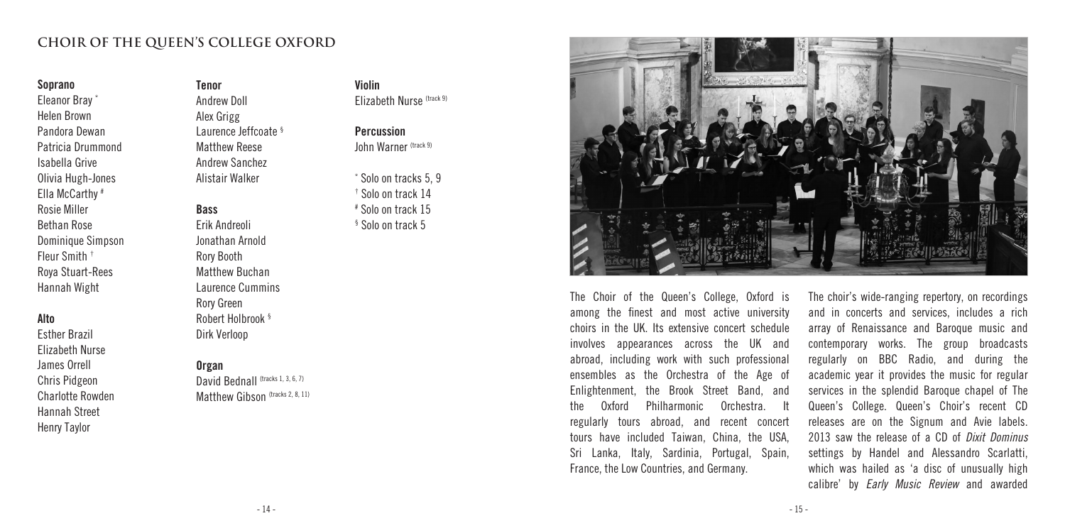## CHOIR OF THE QUEEN'S COLLEGE OXFORD

**Soprano**
Eleanor Bray *
Helen Brown
Pandora Dewan
Patricia Drummond
Isabella Grive
Olivia Hugh-Jones
Ella McCarthy #
Rosie Miller
Bethan Rose
Dominique Simpson
Fleur Smith †
Roya Stuart-Rees
Hannah Wight

**Alto**
Esther Brazil
Elizabeth Nurse
James Orrell
Chris Pidgeon
Charlotte Rowden
Hannah Street
Henry Taylor

**Tenor**
Andrew Doll
Alex Grigg
Laurence Jeffcoate §
Matthew Reese
Andrew Sanchez
Alistair Walker

**Bass**
Erik Andreoli
Jonathan Arnold
Rory Booth
Matthew Buchan
Laurence Cummins
Rory Green
Robert Holbrook §
Dirk Verloop

**Organ**
David Bednall (tracks 1, 3, 6, 7)
Matthew Gibson (tracks 2, 8, 11)

**Violin**
Elizabeth Nurse (track 9)

**Percussion**
John Warner (track 9)

\* Solo on tracks 5, 9
† Solo on track 14
\# Solo on track 15
§ Solo on track 5

The Choir of the Queen's College, Oxford is among the finest and most active university choirs in the UK. Its extensive concert schedule involves appearances across the UK and abroad, including work with such professional ensembles as the Orchestra of the Age of Enlightenment, the Brook Street Band, and the Oxford Philharmonic Orchestra. It regularly tours abroad, and recent concert tours have included Taiwan, China, the USA, Sri Lanka, Italy, Sardinia, Portugal, Spain, France, the Low Countries, and Germany.

The choir's wide-ranging repertory, on recordings and in concerts and services, includes a rich array of Renaissance and Baroque music and contemporary works. The group broadcasts regularly on BBC Radio, and during the academic year it provides the music for regular services in the splendid Baroque chapel of The Queen's College. Queen's Choir's recent CD releases are on the Signum and Avie labels. 2013 saw the release of a CD of *Dixit Dominus* settings by Handel and Alessandro Scarlatti, which was hailed as 'a disc of unusually high calibre' by *Early Music Review* and awarded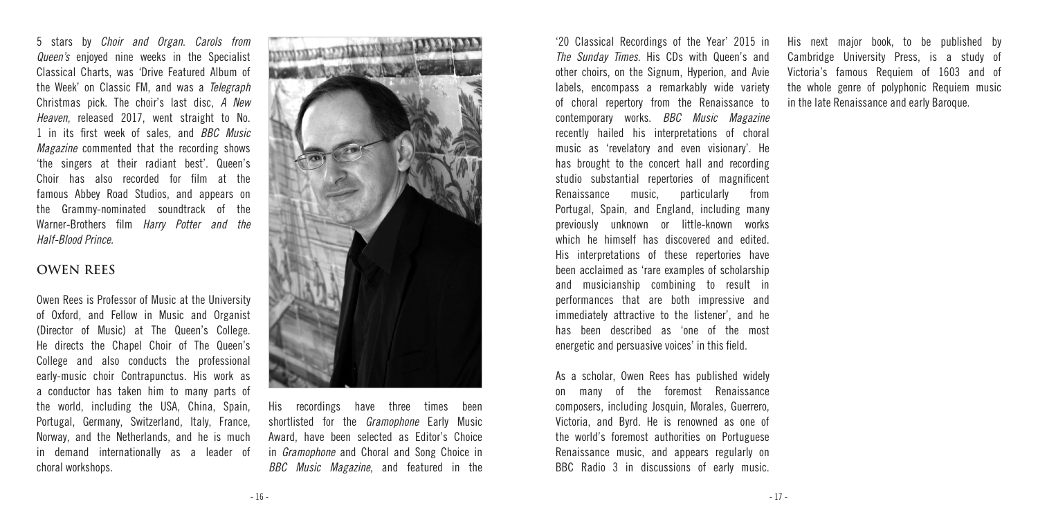5 stars by *Choir and Organ*. *Carols from Queen's* enjoyed nine weeks in the Specialist Classical Charts, was 'Drive Featured Album of the Week' on Classic FM, and was a *Telegraph* Christmas pick. The choir's last disc, *A New Heaven*, released 2017, went straight to No. 1 in its first week of sales, and *BBC Music Magazine* commented that the recording shows 'the singers at their radiant best'. Queen's Choir has also recorded for film at the famous Abbey Road Studios, and appears on the Grammy-nominated soundtrack of the Warner-Brothers film *Harry Potter and the Half-Blood Prince*.

## OWEN REES

Owen Rees is Professor of Music at the University of Oxford, and Fellow in Music and Organist (Director of Music) at The Queen's College. He directs the Chapel Choir of The Queen's College and also conducts the professional early-music choir Contrapunctus. His work as a conductor has taken him to many parts of the world, including the USA, China, Spain, Portugal, Germany, Switzerland, Italy, France, Norway, and the Netherlands, and he is much in demand internationally as a leader of choral workshops.

His recordings have three times been shortlisted for the *Gramophone* Early Music Award, have been selected as Editor's Choice in *Gramophone* and Choral and Song Choice in *BBC Music Magazine*, and featured in the '20 Classical Recordings of the Year' 2015 in *The Sunday Times*. His CDs with Queen's and other choirs, on the Signum, Hyperion, and Avie labels, encompass a remarkably wide variety of choral repertory from the Renaissance to contemporary works. *BBC Music Magazine* recently hailed his interpretations of choral music as 'revelatory and even visionary'. He has brought to the concert hall and recording studio substantial repertories of magnificent Renaissance music, particularly from Portugal, Spain, and England, including many previously unknown or little-known works which he himself has discovered and edited. His interpretations of these repertories have been acclaimed as 'rare examples of scholarship and musicianship combining to result in performances that are both impressive and immediately attractive to the listener', and he has been described as 'one of the most energetic and persuasive voices' in this field.

As a scholar, Owen Rees has published widely on many of the foremost Renaissance composers, including Josquin, Morales, Guerrero, Victoria, and Byrd. He is renowned as one of the world's foremost authorities on Portuguese Renaissance music, and appears regularly on BBC Radio 3 in discussions of early music. His next major book, to be published by Cambridge University Press, is a study of Victoria's famous Requiem of 1603 and of the whole genre of polyphonic Requiem music in the late Renaissance and early Baroque.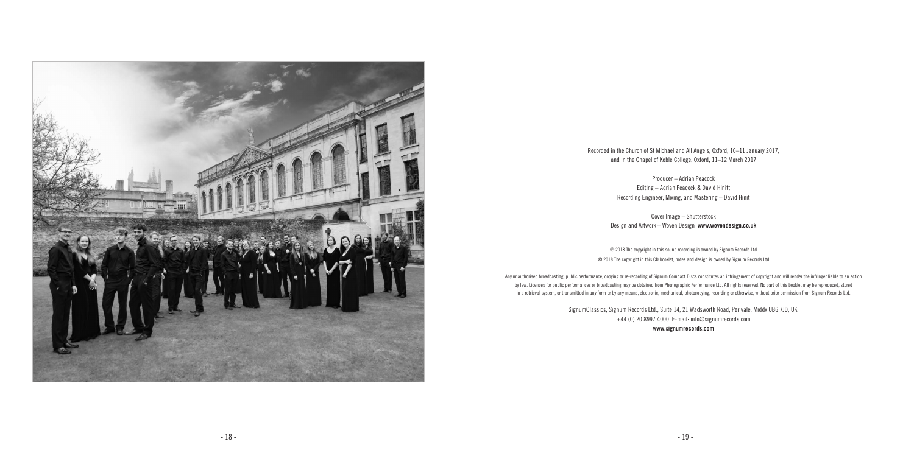Recorded in the Church of St Michael and All Angels, Oxford, 10–11 January 2017,
and in the Chapel of Keble College, Oxford, 11–12 March 2017

Producer – Adrian Peacock
Editing – Adrian Peacock & David Hinitt
Recording Engineer, Mixing, and Mastering – David Hinit

Cover Image – Shutterstock
Design and Artwork – Woven Design **www.wovendesign.co.uk**

℗ 2018 The copyright in this sound recording is owned by Signum Records Ltd
© 2018 The copyright in this CD booklet, notes and design is owned by Signum Records Ltd

Any unauthorised broadcasting, public performance, copying or re-recording of Signum Compact Discs constitutes an infringement of copyright and will render the infringer liable to an action by law. Licences for public performances or broadcasting may be obtained from Phonographic Performance Ltd. All rights reserved. No part of this booklet may be reproduced, stored in a retrieval system, or transmitted in any form or by any means, electronic, mechanical, photocopying, recording or otherwise, without prior permission from Signum Records Ltd.

SignumClassics, Signum Records Ltd., Suite 14, 21 Wadsworth Road, Perivale, Middx UB6 7JD, UK.
+44 (0) 20 8997 4000 E-mail: info@signumrecords.com
**www.signumrecords.com**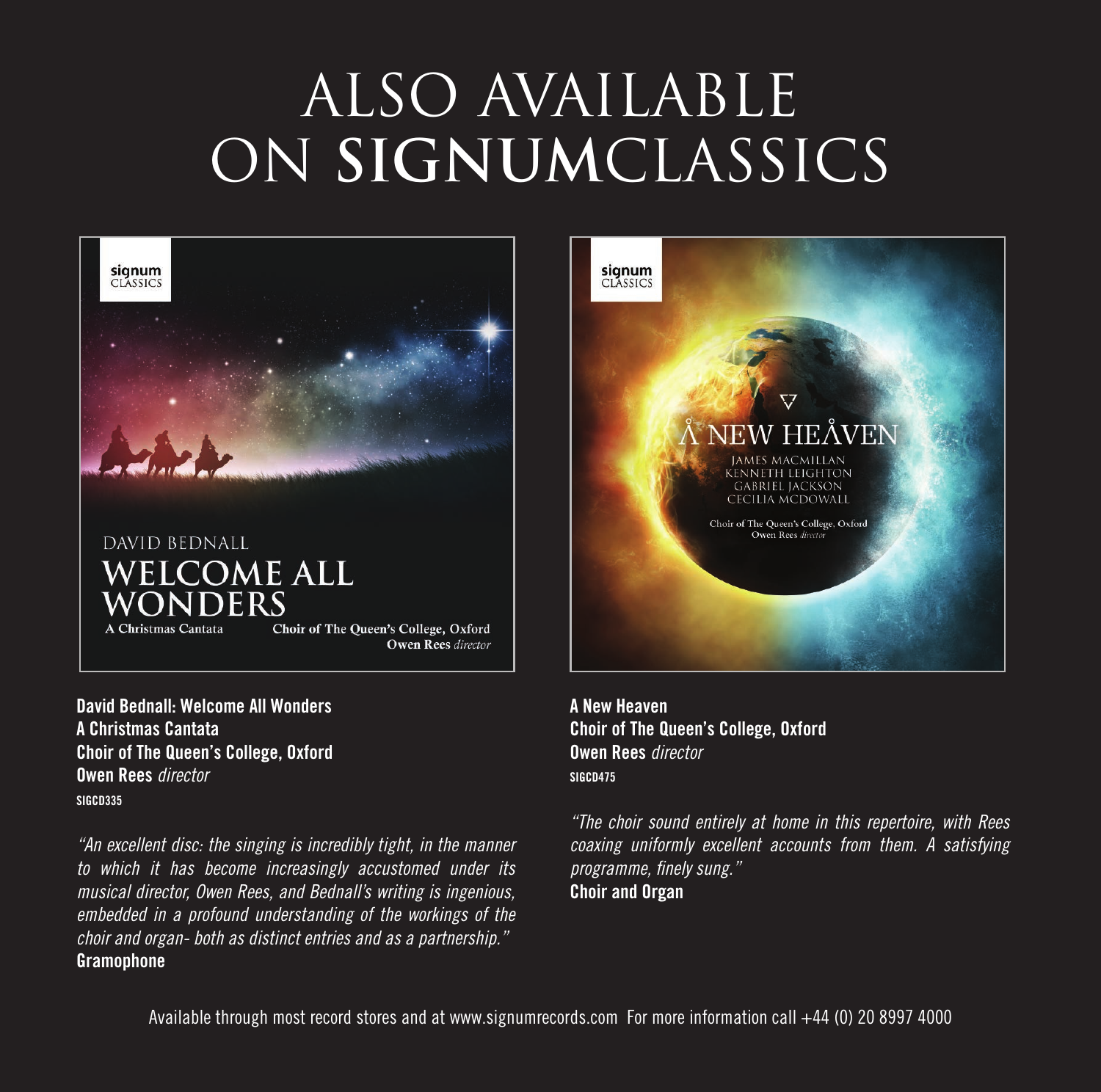# ALSO AVAILABLE ON **SIGNUM**CLASSICS

**David Bednall: Welcome All Wonders**
**A Christmas Cantata**
**Choir of The Queen's College, Oxford**
**Owen Rees** *director*
**SIGCD335**

*"An excellent disc: the singing is incredibly tight, in the manner to which it has become increasingly accustomed under its musical director, Owen Rees, and Bednall's writing is ingenious, embedded in a profound understanding of the workings of the choir and organ- both as distinct entries and as a partnership."*
**Gramophone**

**A New Heaven**
**Choir of The Queen's College, Oxford**
**Owen Rees** *director*
**SIGCD475**

*"The choir sound entirely at home in this repertoire, with Rees coaxing uniformly excellent accounts from them. A satisfying programme, finely sung."*
**Choir and Organ**

Available through most record stores and at www.signumrecords.com For more information call +44 (0) 20 8997 4000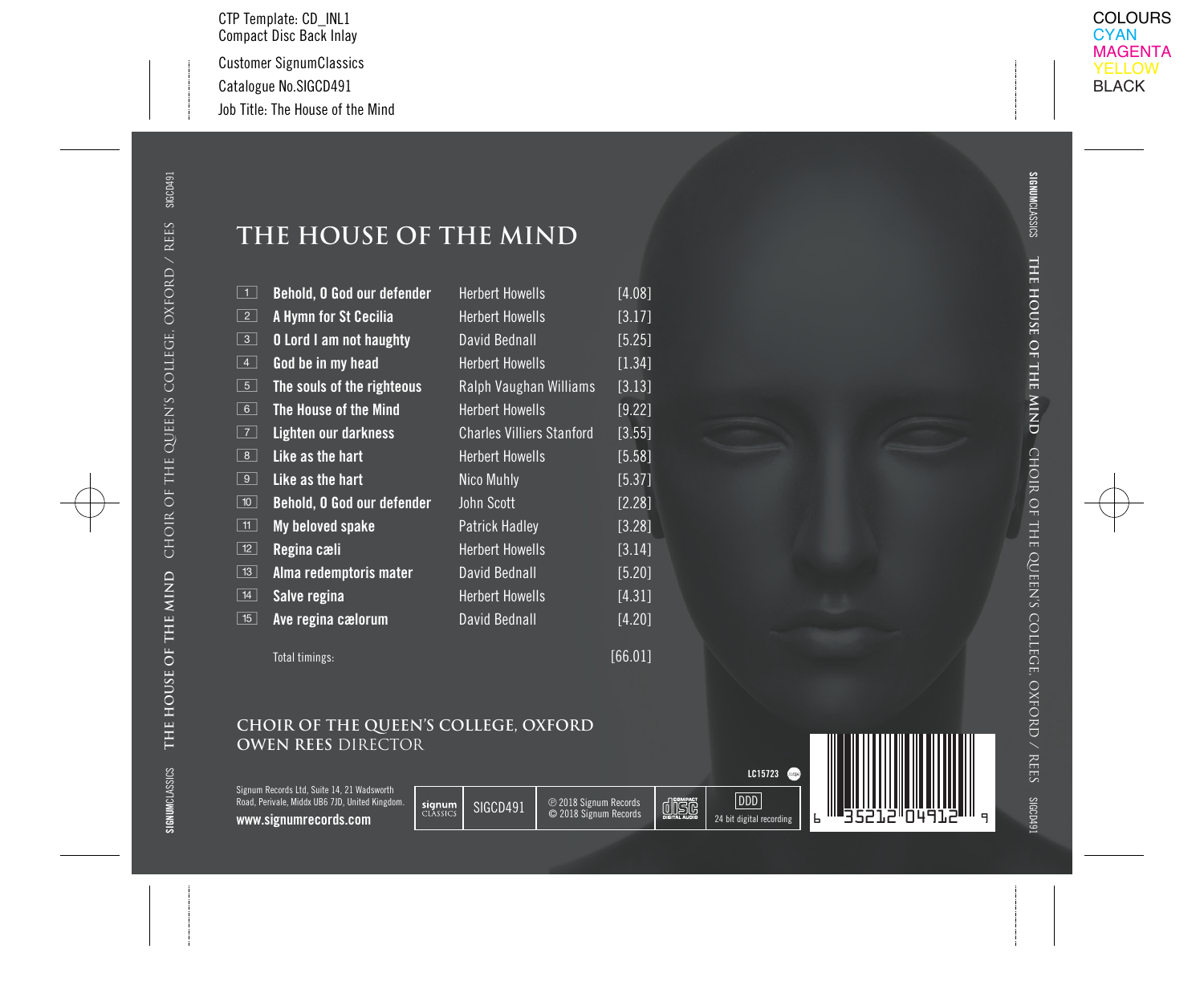CTP Template: CD_INL1
Compact Disc Back Inlay

Customer SignumClassics

Catalogue No.SIGCD491

Job Title: The House of the Mind

COLOURS
CYAN
MAGENTA
YELLOW
BLACK

# THE HOUSE OF THE MIND

| | | | |
|---|---|---|---|
| 1 | **Behold, O God our defender** | Herbert Howells | [4.08] |
| 2 | **A Hymn for St Cecilia** | Herbert Howells | [3.17] |
| 3 | **O Lord I am not haughty** | David Bednall | [5.25] |
| 4 | **God be in my head** | Herbert Howells | [1.34] |
| 5 | **The souls of the righteous** | Ralph Vaughan Williams | [3.13] |
| 6 | **The House of the Mind** | Herbert Howells | [9.22] |
| 7 | **Lighten our darkness** | Charles Villiers Stanford | [3.55] |
| 8 | **Like as the hart** | Herbert Howells | [5.58] |
| 9 | **Like as the hart** | Nico Muhly | [5.37] |
| 10 | **Behold, O God our defender** | John Scott | [2.28] |
| 11 | **My beloved spake** | Patrick Hadley | [3.28] |
| 12 | **Regina cæli** | Herbert Howells | [3.14] |
| 13 | **Alma redemptoris mater** | David Bednall | [5.20] |
| 14 | **Salve regina** | Herbert Howells | [4.31] |
| 15 | **Ave regina cælorum** | David Bednall | [4.20] |

Total timings: [66.01]

**CHOIR OF THE QUEEN'S COLLEGE, OXFORD**
**OWEN REES** DIRECTOR

Signum Records Ltd, Suite 14, 21 Wadsworth Road, Perivale, Middx UB6 7JD, United Kingdom.
**www.signumrecords.com**

signum CLASSICS | SIGCD491 | ℗ 2018 Signum Records © 2018 Signum Records | COMPACT disc DIGITAL AUDIO | DDD 24 bit digital recording

LC15723

6 35212 04912 9

SIGNUMCLASSICS THE HOUSE OF THE MIND CHOIR OF THE QUEEN'S COLLEGE, OXFORD / REES SIGCD491